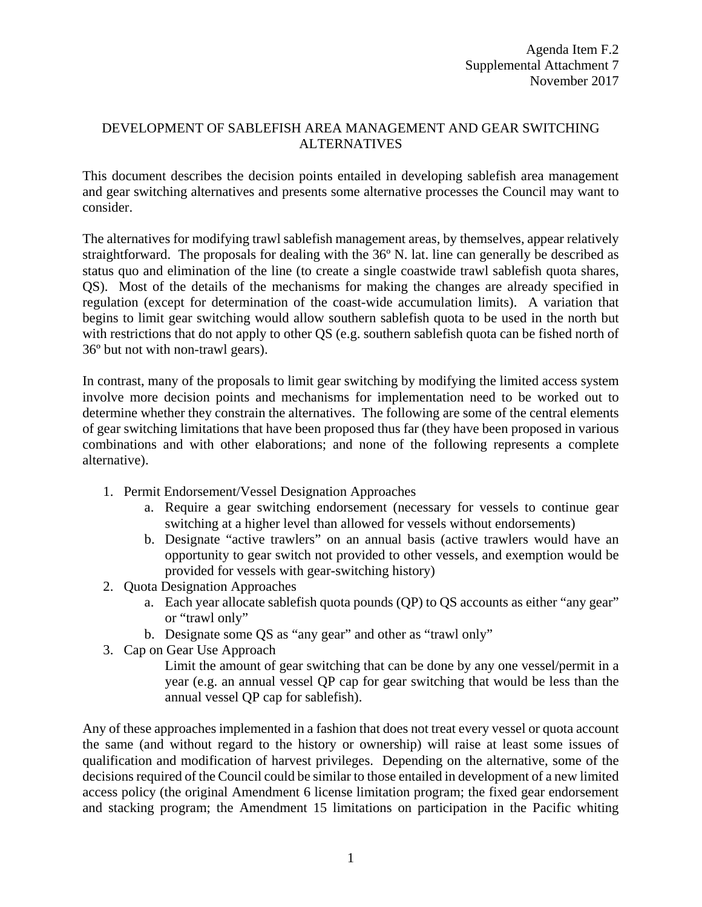Agenda Item F.2
Supplemental Attachment 7
November 2017

# DEVELOPMENT OF SABLEFISH AREA MANAGEMENT AND GEAR SWITCHING ALTERNATIVES

This document describes the decision points entailed in developing sablefish area management and gear switching alternatives and presents some alternative processes the Council may want to consider.

The alternatives for modifying trawl sablefish management areas, by themselves, appear relatively straightforward. The proposals for dealing with the 36º N. lat. line can generally be described as status quo and elimination of the line (to create a single coastwide trawl sablefish quota shares, QS). Most of the details of the mechanisms for making the changes are already specified in regulation (except for determination of the coast-wide accumulation limits). A variation that begins to limit gear switching would allow southern sablefish quota to be used in the north but with restrictions that do not apply to other QS (e.g. southern sablefish quota can be fished north of 36º but not with non-trawl gears).

In contrast, many of the proposals to limit gear switching by modifying the limited access system involve more decision points and mechanisms for implementation need to be worked out to determine whether they constrain the alternatives. The following are some of the central elements of gear switching limitations that have been proposed thus far (they have been proposed in various combinations and with other elaborations; and none of the following represents a complete alternative).

1. Permit Endorsement/Vessel Designation Approaches
   a. Require a gear switching endorsement (necessary for vessels to continue gear switching at a higher level than allowed for vessels without endorsements)
   b. Designate "active trawlers" on an annual basis (active trawlers would have an opportunity to gear switch not provided to other vessels, and exemption would be provided for vessels with gear-switching history)
2. Quota Designation Approaches
   a. Each year allocate sablefish quota pounds (QP) to QS accounts as either "any gear" or "trawl only"
   b. Designate some QS as "any gear" and other as "trawl only"
3. Cap on Gear Use Approach

   Limit the amount of gear switching that can be done by any one vessel/permit in a year (e.g. an annual vessel QP cap for gear switching that would be less than the annual vessel QP cap for sablefish).

Any of these approaches implemented in a fashion that does not treat every vessel or quota account the same (and without regard to the history or ownership) will raise at least some issues of qualification and modification of harvest privileges. Depending on the alternative, some of the decisions required of the Council could be similar to those entailed in development of a new limited access policy (the original Amendment 6 license limitation program; the fixed gear endorsement and stacking program; the Amendment 15 limitations on participation in the Pacific whiting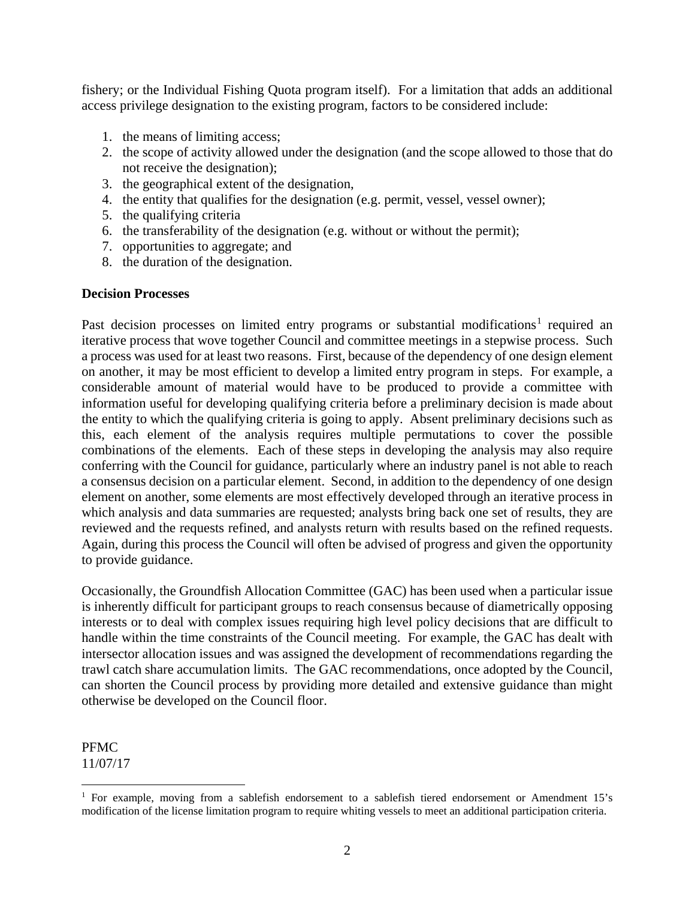fishery; or the Individual Fishing Quota program itself). For a limitation that adds an additional access privilege designation to the existing program, factors to be considered include:

1. the means of limiting access;
2. the scope of activity allowed under the designation (and the scope allowed to those that do not receive the designation);
3. the geographical extent of the designation,
4. the entity that qualifies for the designation (e.g. permit, vessel, vessel owner);
5. the qualifying criteria
6. the transferability of the designation (e.g. without or without the permit);
7. opportunities to aggregate; and
8. the duration of the designation.

**Decision Processes**

Past decision processes on limited entry programs or substantial modifications[1] required an iterative process that wove together Council and committee meetings in a stepwise process. Such a process was used for at least two reasons. First, because of the dependency of one design element on another, it may be most efficient to develop a limited entry program in steps. For example, a considerable amount of material would have to be produced to provide a committee with information useful for developing qualifying criteria before a preliminary decision is made about the entity to which the qualifying criteria is going to apply. Absent preliminary decisions such as this, each element of the analysis requires multiple permutations to cover the possible combinations of the elements. Each of these steps in developing the analysis may also require conferring with the Council for guidance, particularly where an industry panel is not able to reach a consensus decision on a particular element. Second, in addition to the dependency of one design element on another, some elements are most effectively developed through an iterative process in which analysis and data summaries are requested; analysts bring back one set of results, they are reviewed and the requests refined, and analysts return with results based on the refined requests. Again, during this process the Council will often be advised of progress and given the opportunity to provide guidance.

Occasionally, the Groundfish Allocation Committee (GAC) has been used when a particular issue is inherently difficult for participant groups to reach consensus because of diametrically opposing interests or to deal with complex issues requiring high level policy decisions that are difficult to handle within the time constraints of the Council meeting. For example, the GAC has dealt with intersector allocation issues and was assigned the development of recommendations regarding the trawl catch share accumulation limits. The GAC recommendations, once adopted by the Council, can shorten the Council process by providing more detailed and extensive guidance than might otherwise be developed on the Council floor.

PFMC
11/07/17

[1] For example, moving from a sablefish endorsement to a sablefish tiered endorsement or Amendment 15's modification of the license limitation program to require whiting vessels to meet an additional participation criteria.